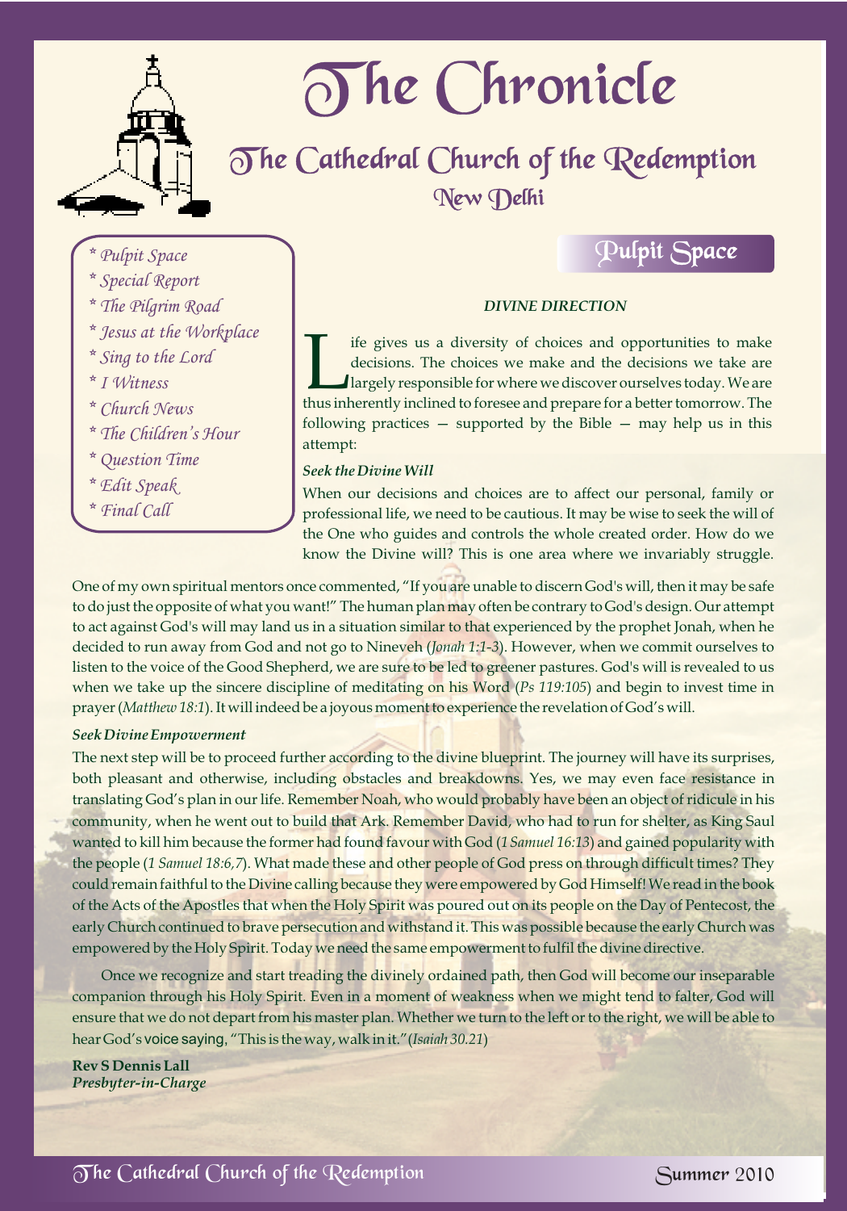# The Chronicle

## The Cathedral Church of the Redemption

### New Delhi

- * Pulpit Space
- * Special Report
- * The Pilgrim Road
- * Jesus at the Workplace
- * Sing to the Lord
- * I Witness
- * Church News
- * The Children's Hour
- * Question Time
- * Edit Speak
- * Final Call

## Pulpit Space

### *DIVINE DIRECTION*

Life gives us a diversity of choices and opportunities to make decisions. The choices we make and the decisions we take are largely responsible for where we discover ourselves today. We are thus inherently inclined to foresee and prepare for a better tomorrow. The following practices — supported by the Bible — may help us in this attempt:

***Seek the Divine Will***

When our decisions and choices are to affect our personal, family or professional life, we need to be cautious. It may be wise to seek the will of the One who guides and controls the whole created order. How do we know the Divine will? This is one area where we invariably struggle. One of my own spiritual mentors once commented, "If you are unable to discern God's will, then it may be safe to do just the opposite of what you want!" The human plan may often be contrary to God's design. Our attempt to act against God's will may land us in a situation similar to that experienced by the prophet Jonah, when he decided to run away from God and not go to Nineveh (*Jonah 1:1-3*). However, when we commit ourselves to listen to the voice of the Good Shepherd, we are sure to be led to greener pastures. God's will is revealed to us when we take up the sincere discipline of meditating on his Word (*Ps 119:105*) and begin to invest time in prayer (*Matthew 18:1*). It will indeed be a joyous moment to experience the revelation of God's will.

***Seek Divine Empowerment***

The next step will be to proceed further according to the divine blueprint. The journey will have its surprises, both pleasant and otherwise, including obstacles and breakdowns. Yes, we may even face resistance in translating God's plan in our life. Remember Noah, who would probably have been an object of ridicule in his community, when he went out to build that Ark. Remember David, who had to run for shelter, as King Saul wanted to kill him because the former had found favour with God (*1 Samuel 16:13*) and gained popularity with the people (*1 Samuel 18:6,7*). What made these and other people of God press on through difficult times? They could remain faithful to the Divine calling because they were empowered by God Himself! We read in the book of the Acts of the Apostles that when the Holy Spirit was poured out on its people on the Day of Pentecost, the early Church continued to brave persecution and withstand it. This was possible because the early Church was empowered by the Holy Spirit. Today we need the same empowerment to fulfil the divine directive.

Once we recognize and start treading the divinely ordained path, then God will become our inseparable companion through his Holy Spirit. Even in a moment of weakness when we might tend to falter, God will ensure that we do not depart from his master plan. Whether we turn to the left or to the right, we will be able to hear God's voice saying, "This is the way, walk in it." (*Isaiah 30.21*)

**Rev S Dennis Lall**
***Presbyter-in-Charge***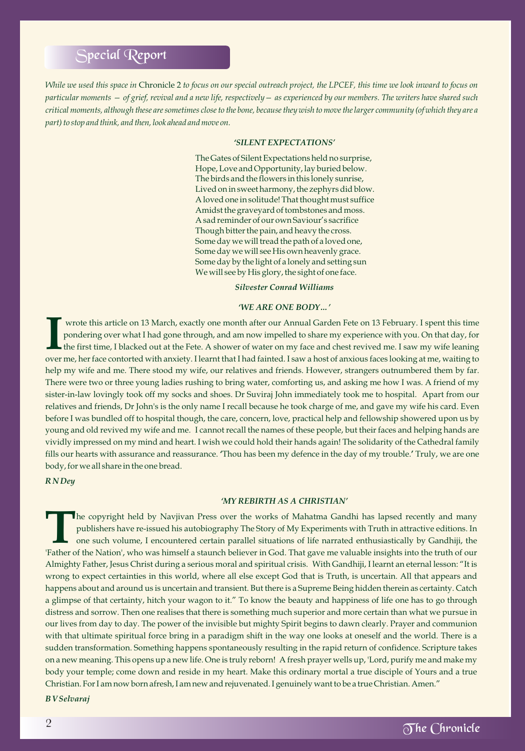## Special Report

*While we used this space in* Chronicle 2 *to focus on our special outreach project, the LPCEF, this time we look inward to focus on particular moments — of grief, revival and a new life, respectively — as experienced by our members. The writers have shared such critical moments, although these are sometimes close to the bone, because they wish to move the larger community (of which they are a part) to stop and think, and then, look ahead and move on.*

### *'SILENT EXPECTATIONS'*

The Gates of Silent Expectations held no surprise,
Hope, Love and Opportunity, lay buried below.
The birds and the flowers in this lonely sunrise,
Lived on in sweet harmony, the zephyrs did blow.
A loved one in solitude! That thought must suffice
Amidst the graveyard of tombstones and moss.
A sad reminder of our own Saviour's sacrifice
Though bitter the pain, and heavy the cross.
Some day we will tread the path of a loved one,
Some day we will see His own heavenly grace.
Some day by the light of a lonely and setting sun
We will see by His glory, the sight of one face.

***Silvester Conrad Williams***

### *'WE ARE ONE BODY…'*

I wrote this article on 13 March, exactly one month after our Annual Garden Fete on 13 February. I spent this time pondering over what I had gone through, and am now impelled to share my experience with you. On that day, for the first time, I blacked out at the Fete. A shower of water on my face and chest revived me. I saw my wife leaning over me, her face contorted with anxiety. I learnt that I had fainted. I saw a host of anxious faces looking at me, waiting to help my wife and me. There stood my wife, our relatives and friends. However, strangers outnumbered them by far. There were two or three young ladies rushing to bring water, comforting us, and asking me how I was. A friend of my sister-in-law lovingly took off my socks and shoes. Dr Suviraj John immediately took me to hospital. Apart from our relatives and friends, Dr John's is the only name I recall because he took charge of me, and gave my wife his card. Even before I was bundled off to hospital though, the care, concern, love, practical help and fellowship showered upon us by young and old revived my wife and me. I cannot recall the names of these people, but their faces and helping hands are vividly impressed on my mind and heart. I wish we could hold their hands again! The solidarity of the Cathedral family fills our hearts with assurance and reassurance. 'Thou has been my defence in the day of my trouble.' Truly, we are one body, for we all share in the one bread.

***R N Dey***

### *'MY REBIRTH AS A CHRISTIAN'*

The copyright held by Navjivan Press over the works of Mahatma Gandhi has lapsed recently and many publishers have re-issued his autobiography The Story of My Experiments with Truth in attractive editions. In one such volume, I encountered certain parallel situations of life narrated enthusiastically by Gandhiji, the 'Father of the Nation', who was himself a staunch believer in God. That gave me valuable insights into the truth of our Almighty Father, Jesus Christ during a serious moral and spiritual crisis. With Gandhiji, I learnt an eternal lesson: "It is wrong to expect certainties in this world, where all else except God that is Truth, is uncertain. All that appears and happens about and around us is uncertain and transient. But there is a Supreme Being hidden therein as certainty. Catch a glimpse of that certainty, hitch your wagon to it." To know the beauty and happiness of life one has to go through distress and sorrow. Then one realises that there is something much superior and more certain than what we pursue in our lives from day to day. The power of the invisible but mighty Spirit begins to dawn clearly. Prayer and communion with that ultimate spiritual force bring in a paradigm shift in the way one looks at oneself and the world. There is a sudden transformation. Something happens spontaneously resulting in the rapid return of confidence. Scripture takes on a new meaning. This opens up a new life. One is truly reborn! A fresh prayer wells up, 'Lord, purify me and make my body your temple; come down and reside in my heart. Make this ordinary mortal a true disciple of Yours and a true Christian. For I am now born afresh, I am new and rejuvenated. I genuinely want to be a true Christian. Amen."

***B V Selvaraj***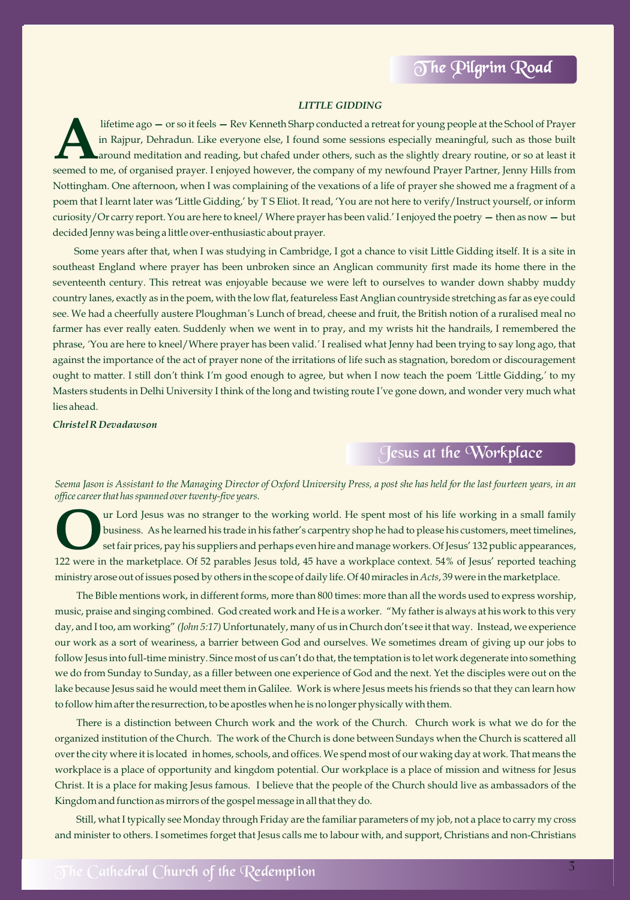## The Pilgrim Road

### *LITTLE GIDDING*

A lifetime ago — or so it feels — Rev Kenneth Sharp conducted a retreat for young people at the School of Prayer in Rajpur, Dehradun. Like everyone else, I found some sessions especially meaningful, such as those built around meditation and reading, but chafed under others, such as the slightly dreary routine, or so at least it seemed to me, of organised prayer. I enjoyed however, the company of my newfound Prayer Partner, Jenny Hills from Nottingham. One afternoon, when I was complaining of the vexations of a life of prayer she showed me a fragment of a poem that I learnt later was 'Little Gidding,' by T S Eliot. It read, 'You are not here to verify/Instruct yourself, or inform curiosity/Or carry report. You are here to kneel/ Where prayer has been valid.' I enjoyed the poetry — then as now — but decided Jenny was being a little over-enthusiastic about prayer.

Some years after that, when I was studying in Cambridge, I got a chance to visit Little Gidding itself. It is a site in southeast England where prayer has been unbroken since an Anglican community first made its home there in the seventeenth century. This retreat was enjoyable because we were left to ourselves to wander down shabby muddy country lanes, exactly as in the poem, with the low flat, featureless East Anglian countryside stretching as far as eye could see. We had a cheerfully austere Ploughman's Lunch of bread, cheese and fruit, the British notion of a ruralised meal no farmer has ever really eaten. Suddenly when we went in to pray, and my wrists hit the handrails, I remembered the phrase, 'You are here to kneel/Where prayer has been valid.' I realised what Jenny had been trying to say long ago, that against the importance of the act of prayer none of the irritations of life such as stagnation, boredom or discouragement ought to matter. I still don't think I'm good enough to agree, but when I now teach the poem 'Little Gidding,' to my Masters students in Delhi University I think of the long and twisting route I've gone down, and wonder very much what lies ahead.

***Christel R Devadawson***

## Jesus at the Workplace

*Seema Jason is Assistant to the Managing Director of Oxford University Press, a post she has held for the last fourteen years, in an office career that has spanned over twenty-five years.*

Our Lord Jesus was no stranger to the working world. He spent most of his life working in a small family business. As he learned his trade in his father's carpentry shop he had to please his customers, meet timelines, set fair prices, pay his suppliers and perhaps even hire and manage workers. Of Jesus' 132 public appearances, 122 were in the marketplace. Of 52 parables Jesus told, 45 have a workplace context. 54% of Jesus' reported teaching ministry arose out of issues posed by others in the scope of daily life. Of 40 miracles in *Acts*, 39 were in the marketplace.

The Bible mentions work, in different forms, more than 800 times: more than all the words used to express worship, music, praise and singing combined. God created work and He is a worker. "My father is always at his work to this very day, and I too, am working" *(John 5:17)* Unfortunately, many of us in Church don't see it that way. Instead, we experience our work as a sort of weariness, a barrier between God and ourselves. We sometimes dream of giving up our jobs to follow Jesus into full-time ministry. Since most of us can't do that, the temptation is to let work degenerate into something we do from Sunday to Sunday, as a filler between one experience of God and the next. Yet the disciples were out on the lake because Jesus said he would meet them in Galilee. Work is where Jesus meets his friends so that they can learn how to follow him after the resurrection, to be apostles when he is no longer physically with them.

There is a distinction between Church work and the work of the Church. Church work is what we do for the organized institution of the Church. The work of the Church is done between Sundays when the Church is scattered all over the city where it is located in homes, schools, and offices. We spend most of our waking day at work. That means the workplace is a place of opportunity and kingdom potential. Our workplace is a place of mission and witness for Jesus Christ. It is a place for making Jesus famous. I believe that the people of the Church should live as ambassadors of the Kingdom and function as mirrors of the gospel message in all that they do.

Still, what I typically see Monday through Friday are the familiar parameters of my job, not a place to carry my cross and minister to others. I sometimes forget that Jesus calls me to labour with, and support, Christians and non-Christians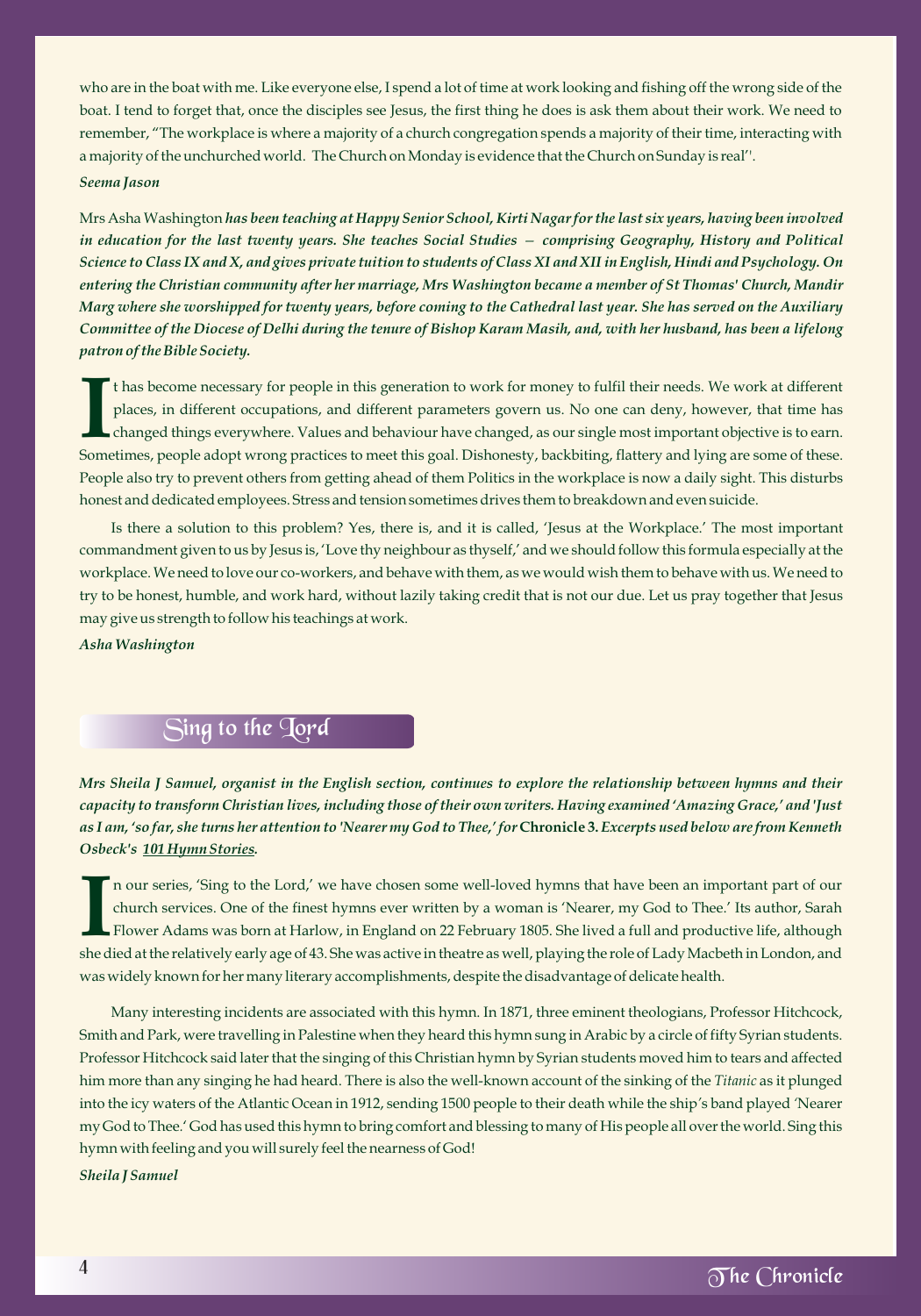who are in the boat with me. Like everyone else, I spend a lot of time at work looking and fishing off the wrong side of the boat. I tend to forget that, once the disciples see Jesus, the first thing he does is ask them about their work. We need to remember, "The workplace is where a majority of a church congregation spends a majority of their time, interacting with a majority of the unchurched world. The Church on Monday is evidence that the Church on Sunday is real".

***Seema Jason***

Mrs Asha Washington ***has been teaching at Happy Senior School, Kirti Nagar for the last six years, having been involved in education for the last twenty years. She teaches Social Studies – comprising Geography, History and Political Science to Class IX and X, and gives private tuition to students of Class XI and XII in English, Hindi and Psychology. On entering the Christian community after her marriage, Mrs Washington became a member of St Thomas' Church, Mandir Marg where she worshipped for twenty years, before coming to the Cathedral last year. She has served on the Auxiliary Committee of the Diocese of Delhi during the tenure of Bishop Karam Masih, and, with her husband, has been a lifelong patron of the Bible Society.***

It has become necessary for people in this generation to work for money to fulfil their needs. We work at different places, in different occupations, and different parameters govern us. No one can deny, however, that time has changed things everywhere. Values and behaviour have changed, as our single most important objective is to earn. Sometimes, people adopt wrong practices to meet this goal. Dishonesty, backbiting, flattery and lying are some of these. People also try to prevent others from getting ahead of them Politics in the workplace is now a daily sight. This disturbs honest and dedicated employees. Stress and tension sometimes drives them to breakdown and even suicide.

Is there a solution to this problem? Yes, there is, and it is called, 'Jesus at the Workplace.' The most important commandment given to us by Jesus is, 'Love thy neighbour as thyself,' and we should follow this formula especially at the workplace. We need to love our co-workers, and behave with them, as we would wish them to behave with us. We need to try to be honest, humble, and work hard, without lazily taking credit that is not our due. Let us pray together that Jesus may give us strength to follow his teachings at work.

***Asha Washington***

## Sing to the Lord

***Mrs Sheila J Samuel, organist in the English section, continues to explore the relationship between hymns and their capacity to transform Christian lives, including those of their own writers. Having examined 'Amazing Grace,' and 'Just as I am, 'so far, she turns her attention to 'Nearer my God to Thee,' for*** **Chronicle 3.** ***Excerpts used below are from Kenneth Osbeck's <u>101 Hymn Stories</u>.***

In our series, 'Sing to the Lord,' we have chosen some well-loved hymns that have been an important part of our church services. One of the finest hymns ever written by a woman is 'Nearer, my God to Thee.' Its author, Sarah Flower Adams was born at Harlow, in England on 22 February 1805. She lived a full and productive life, although she died at the relatively early age of 43. She was active in theatre as well, playing the role of Lady Macbeth in London, and was widely known for her many literary accomplishments, despite the disadvantage of delicate health.

Many interesting incidents are associated with this hymn. In 1871, three eminent theologians, Professor Hitchcock, Smith and Park, were travelling in Palestine when they heard this hymn sung in Arabic by a circle of fifty Syrian students. Professor Hitchcock said later that the singing of this Christian hymn by Syrian students moved him to tears and affected him more than any singing he had heard. There is also the well-known account of the sinking of the *Titanic* as it plunged into the icy waters of the Atlantic Ocean in 1912, sending 1500 people to their death while the ship's band played 'Nearer my God to Thee.' God has used this hymn to bring comfort and blessing to many of His people all over the world. Sing this hymn with feeling and you will surely feel the nearness of God!

***Sheila J Samuel***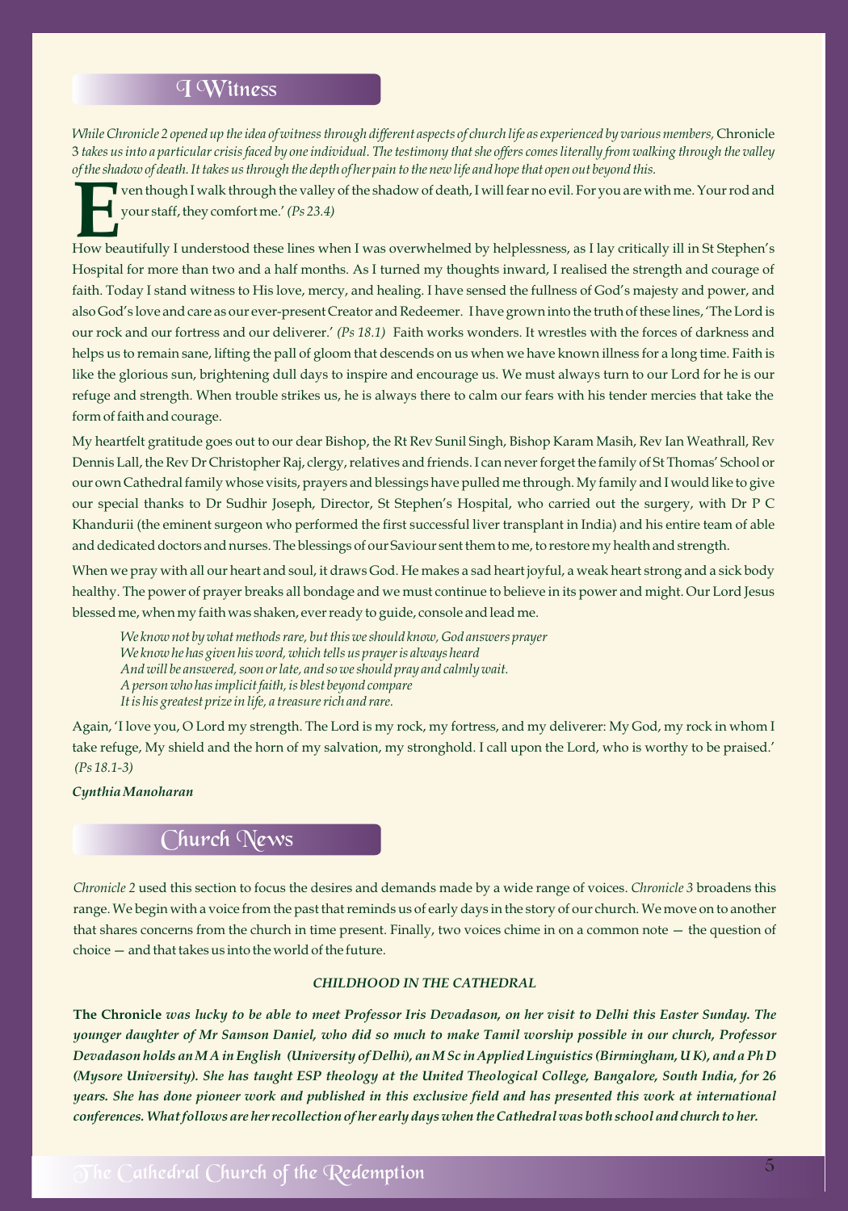## I Witness

*While Chronicle 2 opened up the idea of witness through different aspects of church life as experienced by various members,* Chronicle 3 *takes us into a particular crisis faced by one individual. The testimony that she offers comes literally from walking through the valley of the shadow of death. It takes us through the depth of her pain to the new life and hope that open out beyond this.*

'Even though I walk through the valley of the shadow of death, I will fear no evil. For you are with me. Your rod and your staff, they comfort me.' *(Ps 23.4)*

How beautifully I understood these lines when I was overwhelmed by helplessness, as I lay critically ill in St Stephen's Hospital for more than two and a half months. As I turned my thoughts inward, I realised the strength and courage of faith. Today I stand witness to His love, mercy, and healing. I have sensed the fullness of God's majesty and power, and also God's love and care as our ever-present Creator and Redeemer. I have grown into the truth of these lines, 'The Lord is our rock and our fortress and our deliverer.' *(Ps 18.1)* Faith works wonders. It wrestles with the forces of darkness and helps us to remain sane, lifting the pall of gloom that descends on us when we have known illness for a long time. Faith is like the glorious sun, brightening dull days to inspire and encourage us. We must always turn to our Lord for he is our refuge and strength. When trouble strikes us, he is always there to calm our fears with his tender mercies that take the form of faith and courage.

My heartfelt gratitude goes out to our dear Bishop, the Rt Rev Sunil Singh, Bishop Karam Masih, Rev Ian Weathrall, Rev Dennis Lall, the Rev Dr Christopher Raj, clergy, relatives and friends. I can never forget the family of St Thomas' School or our own Cathedral family whose visits, prayers and blessings have pulled me through. My family and I would like to give our special thanks to Dr Sudhir Joseph, Director, St Stephen's Hospital, who carried out the surgery, with Dr P C Khandurii (the eminent surgeon who performed the first successful liver transplant in India) and his entire team of able and dedicated doctors and nurses. The blessings of our Saviour sent them to me, to restore my health and strength.

When we pray with all our heart and soul, it draws God. He makes a sad heart joyful, a weak heart strong and a sick body healthy. The power of prayer breaks all bondage and we must continue to believe in its power and might. Our Lord Jesus blessed me, when my faith was shaken, ever ready to guide, console and lead me.

*We know not by what methods rare, but this we should know, God answers prayer*
*We know he has given his word, which tells us prayer is always heard*
*And will be answered, soon or late, and so we should pray and calmly wait.*
*A person who has implicit faith, is blest beyond compare*
*It is his greatest prize in life, a treasure rich and rare.*

Again, 'I love you, O Lord my strength. The Lord is my rock, my fortress, and my deliverer: My God, my rock in whom I take refuge, My shield and the horn of my salvation, my stronghold. I call upon the Lord, who is worthy to be praised.' *(Ps 18.1-3)*

***Cynthia Manoharan***

## Church News

*Chronicle 2* used this section to focus the desires and demands made by a wide range of voices. *Chronicle 3* broadens this range. We begin with a voice from the past that reminds us of early days in the story of our church. We move on to another that shares concerns from the church in time present. Finally, two voices chime in on a common note — the question of choice — and that takes us into the world of the future.

### *CHILDHOOD IN THE CATHEDRAL*

**The Chronicle** ***was lucky to be able to meet Professor Iris Devadason, on her visit to Delhi this Easter Sunday. The younger daughter of Mr Samson Daniel, who did so much to make Tamil worship possible in our church, Professor Devadason holds an M A in English (University of Delhi), an M Sc in Applied Linguistics (Birmingham, U K), and a Ph D (Mysore University). She has taught ESP theology at the United Theological College, Bangalore, South India, for 26 years. She has done pioneer work and published in this exclusive field and has presented this work at international conferences. What follows are her recollection of her early days when the Cathedral was both school and church to her.***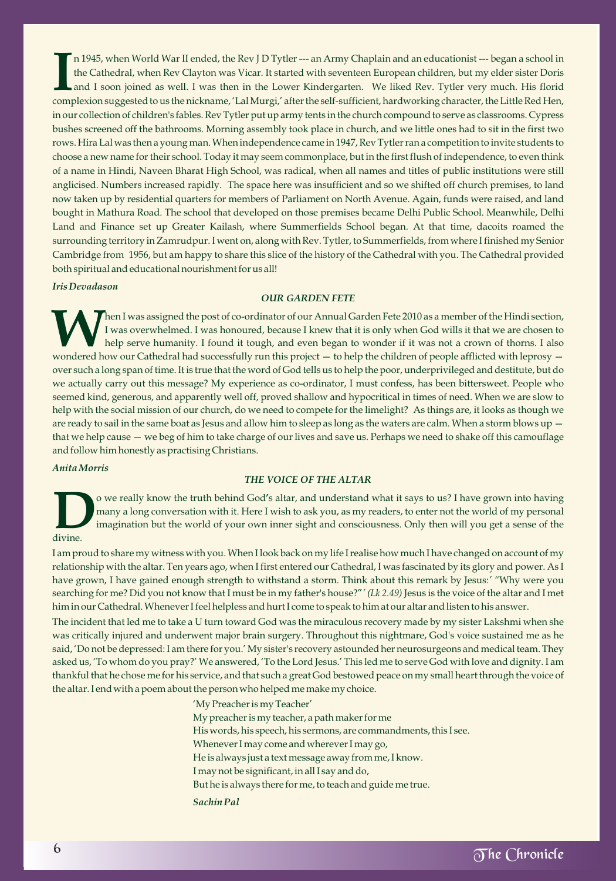In 1945, when World War II ended, the Rev J D Tytler --- an Army Chaplain and an educationist --- began a school in the Cathedral, when Rev Clayton was Vicar. It started with seventeen European children, but my elder sister Doris and I soon joined as well. I was then in the Lower Kindergarten. We liked Rev. Tytler very much. His florid complexion suggested to us the nickname, 'Lal Murgi,' after the self-sufficient, hardworking character, the Little Red Hen, in our collection of children's fables. Rev Tytler put up army tents in the church compound to serve as classrooms. Cypress bushes screened off the bathrooms. Morning assembly took place in church, and we little ones had to sit in the first two rows. Hira Lal was then a young man. When independence came in 1947, Rev Tytler ran a competition to invite students to choose a new name for their school. Today it may seem commonplace, but in the first flush of independence, to even think of a name in Hindi, Naveen Bharat High School, was radical, when all names and titles of public institutions were still anglicised. Numbers increased rapidly. The space here was insufficient and so we shifted off church premises, to land now taken up by residential quarters for members of Parliament on North Avenue. Again, funds were raised, and land bought in Mathura Road. The school that developed on those premises became Delhi Public School. Meanwhile, Delhi Land and Finance set up Greater Kailash, where Summerfields School began. At that time, dacoits roamed the surrounding territory in Zamrudpur. I went on, along with Rev. Tytler, to Summerfields, from where I finished my Senior Cambridge from 1956, but am happy to share this slice of the history of the Cathedral with you. The Cathedral provided both spiritual and educational nourishment for us all!

***Iris Devadason***

### *OUR GARDEN FETE*

When I was assigned the post of co-ordinator of our Annual Garden Fete 2010 as a member of the Hindi section, I was overwhelmed. I was honoured, because I knew that it is only when God wills it that we are chosen to help serve humanity. I found it tough, and even began to wonder if it was not a crown of thorns. I also wondered how our Cathedral had successfully run this project — to help the children of people afflicted with leprosy — over such a long span of time. It is true that the word of God tells us to help the poor, underprivileged and destitute, but do we actually carry out this message? My experience as co-ordinator, I must confess, has been bittersweet. People who seemed kind, generous, and apparently well off, proved shallow and hypocritical in times of need. When we are slow to help with the social mission of our church, do we need to compete for the limelight? As things are, it looks as though we are ready to sail in the same boat as Jesus and allow him to sleep as long as the waters are calm. When a storm blows up — that we help cause — we beg of him to take charge of our lives and save us. Perhaps we need to shake off this camouflage and follow him honestly as practising Christians.

***Anita Morris***

### *THE VOICE OF THE ALTAR*

Do we really know the truth behind God's altar, and understand what it says to us? I have grown into having many a long conversation with it. Here I wish to ask you, as my readers, to enter not the world of my personal imagination but the world of your own inner sight and consciousness. Only then will you get a sense of the divine.

I am proud to share my witness with you. When I look back on my life I realise how much I have changed on account of my relationship with the altar. Ten years ago, when I first entered our Cathedral, I was fascinated by its glory and power. As I have grown, I have gained enough strength to withstand a storm. Think about this remark by Jesus:' "Why were you searching for me? Did you not know that I must be in my father's house?"' *(Lk 2.49)* Jesus is the voice of the altar and I met him in our Cathedral. Whenever I feel helpless and hurt I come to speak to him at our altar and listen to his answer.

The incident that led me to take a U turn toward God was the miraculous recovery made by my sister Lakshmi when she was critically injured and underwent major brain surgery. Throughout this nightmare, God's voice sustained me as he said, 'Do not be depressed: I am there for you.' My sister's recovery astounded her neurosurgeons and medical team. They asked us, 'To whom do you pray?' We answered, 'To the Lord Jesus.' This led me to serve God with love and dignity. I am thankful that he chose me for his service, and that such a great God bestowed peace on my small heart through the voice of the altar. I end with a poem about the person who helped me make my choice.

'My Preacher is my Teacher'  
My preacher is my teacher, a path maker for me  
His words, his speech, his sermons, are commandments, this I see.  
Whenever I may come and wherever I may go,  
He is always just a text message away from me, I know.  
I may not be significant, in all I say and do,  
But he is always there for me, to teach and guide me true.

***Sachin Pal***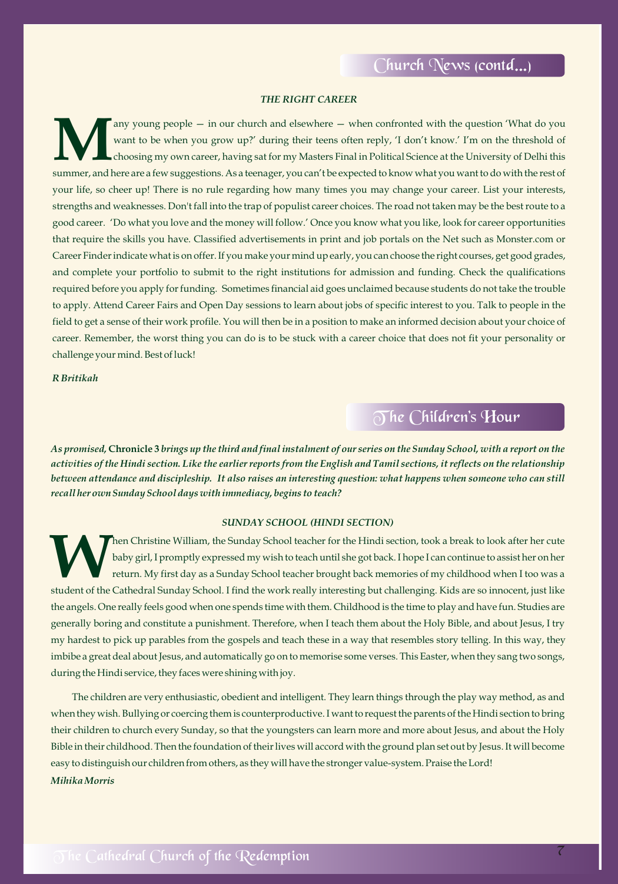## Church News (contd...)

### *THE RIGHT CAREER*

Many young people — in our church and elsewhere — when confronted with the question 'What do you want to be when you grow up?' during their teens often reply, 'I don't know.' I'm on the threshold of choosing my own career, having sat for my Masters Final in Political Science at the University of Delhi this summer, and here are a few suggestions. As a teenager, you can't be expected to know what you want to do with the rest of your life, so cheer up! There is no rule regarding how many times you may change your career. List your interests, strengths and weaknesses. Don't fall into the trap of populist career choices. The road not taken may be the best route to a good career. 'Do what you love and the money will follow.' Once you know what you like, look for career opportunities that require the skills you have. Classified advertisements in print and job portals on the Net such as Monster.com or Career Finder indicate what is on offer. If you make your mind up early, you can choose the right courses, get good grades, and complete your portfolio to submit to the right institutions for admission and funding. Check the qualifications required before you apply for funding. Sometimes financial aid goes unclaimed because students do not take the trouble to apply. Attend Career Fairs and Open Day sessions to learn about jobs of specific interest to you. Talk to people in the field to get a sense of their work profile. You will then be in a position to make an informed decision about your choice of career. Remember, the worst thing you can do is to be stuck with a career choice that does not fit your personality or challenge your mind. Best of luck!

*R Britikah*

## The Children's Hour

*As promised,* **Chronicle 3** *brings up the third and final instalment of our series on the Sunday School, with a report on the activities of the Hindi section. Like the earlier reports from the English and Tamil sections, it reflects on the relationship between attendance and discipleship. It also raises an interesting question: what happens when someone who can still recall her own Sunday School days with immediacy, begins to teach?*

### *SUNDAY SCHOOL (HINDI SECTION)*

When Christine William, the Sunday School teacher for the Hindi section, took a break to look after her cute baby girl, I promptly expressed my wish to teach until she got back. I hope I can continue to assist her on her return. My first day as a Sunday School teacher brought back memories of my childhood when I too was a student of the Cathedral Sunday School. I find the work really interesting but challenging. Kids are so innocent, just like the angels. One really feels good when one spends time with them. Childhood is the time to play and have fun. Studies are generally boring and constitute a punishment. Therefore, when I teach them about the Holy Bible, and about Jesus, I try my hardest to pick up parables from the gospels and teach these in a way that resembles story telling. In this way, they imbibe a great deal about Jesus, and automatically go on to memorise some verses. This Easter, when they sang two songs, during the Hindi service, they faces were shining with joy.

The children are very enthusiastic, obedient and intelligent. They learn things through the play way method, as and when they wish. Bullying or coercing them is counterproductive. I want to request the parents of the Hindi section to bring their children to church every Sunday, so that the youngsters can learn more and more about Jesus, and about the Holy Bible in their childhood. Then the foundation of their lives will accord with the ground plan set out by Jesus. It will become easy to distinguish our children from others, as they will have the stronger value-system. Praise the Lord!

*Mihika Morris*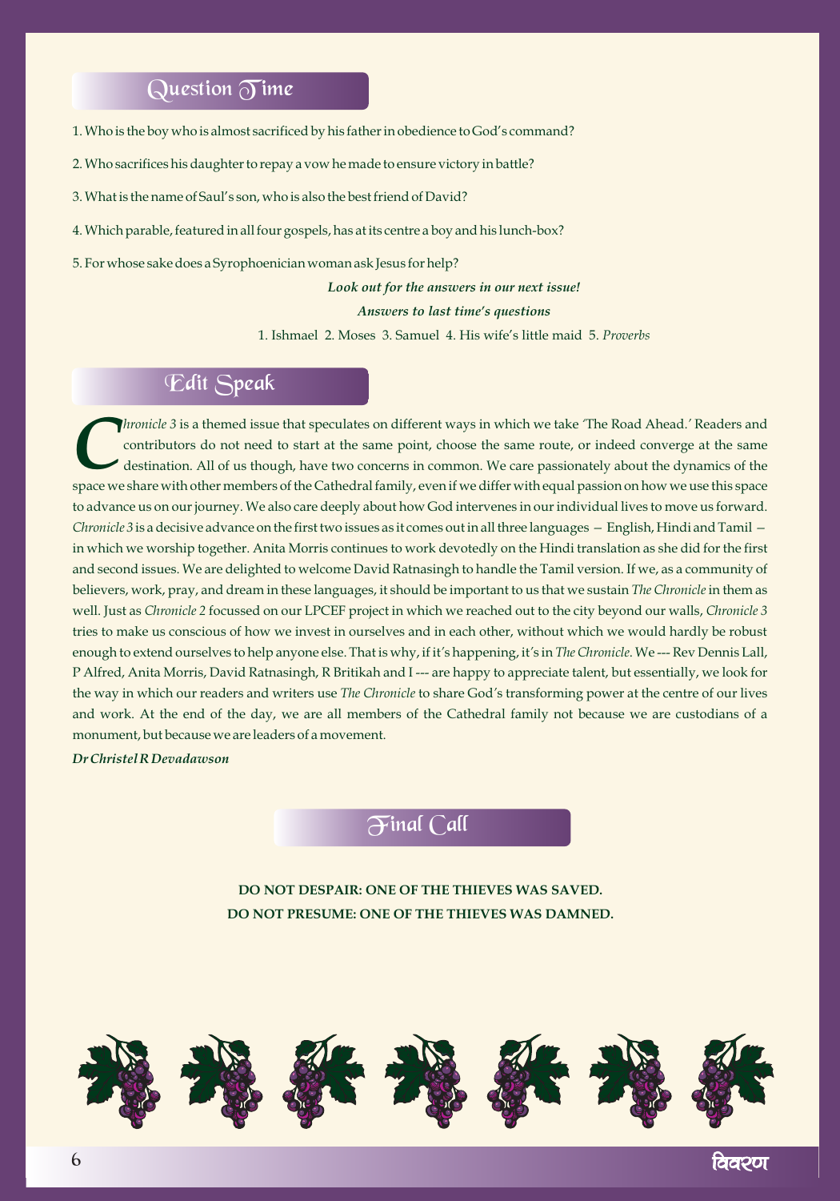## Question Time

1. Who is the boy who is almost sacrificed by his father in obedience to God's command?

2. Who sacrifices his daughter to repay a vow he made to ensure victory in battle?

3. What is the name of Saul's son, who is also the best friend of David?

4. Which parable, featured in all four gospels, has at its centre a boy and his lunch-box?

5. For whose sake does a Syrophoenician woman ask Jesus for help?

***Look out for the answers in our next issue!***

***Answers to last time's questions***

1. Ishmael 2. Moses 3. Samuel 4. His wife's little maid 5. *Proverbs*

## Edit Speak

*Chronicle 3* is a themed issue that speculates on different ways in which we take 'The Road Ahead.' Readers and contributors do not need to start at the same point, choose the same route, or indeed converge at the same destination. All of us though, have two concerns in common. We care passionately about the dynamics of the space we share with other members of the Cathedral family, even if we differ with equal passion on how we use this space to advance us on our journey. We also care deeply about how God intervenes in our individual lives to move us forward. *Chronicle 3* is a decisive advance on the first two issues as it comes out in all three languages – English, Hindi and Tamil – in which we worship together. Anita Morris continues to work devotedly on the Hindi translation as she did for the first and second issues. We are delighted to welcome David Ratnasingh to handle the Tamil version. If we, as a community of believers, work, pray, and dream in these languages, it should be important to us that we sustain *The Chronicle* in them as well. Just as *Chronicle 2* focussed on our LPCEF project in which we reached out to the city beyond our walls, *Chronicle 3* tries to make us conscious of how we invest in ourselves and in each other, without which we would hardly be robust enough to extend ourselves to help anyone else. That is why, if it's happening, it's in *The Chronicle*. We --- Rev Dennis Lall, P Alfred, Anita Morris, David Ratnasingh, R Britikah and I --- are happy to appreciate talent, but essentially, we look for the way in which our readers and writers use *The Chronicle* to share God's transforming power at the centre of our lives and work. At the end of the day, we are all members of the Cathedral family not because we are custodians of a monument, but because we are leaders of a movement.

***Dr Christel R Devadawson***

## Final Call

**DO NOT DESPAIR: ONE OF THE THIEVES WAS SAVED.**
**DO NOT PRESUME: ONE OF THE THIEVES WAS DAMNED.**